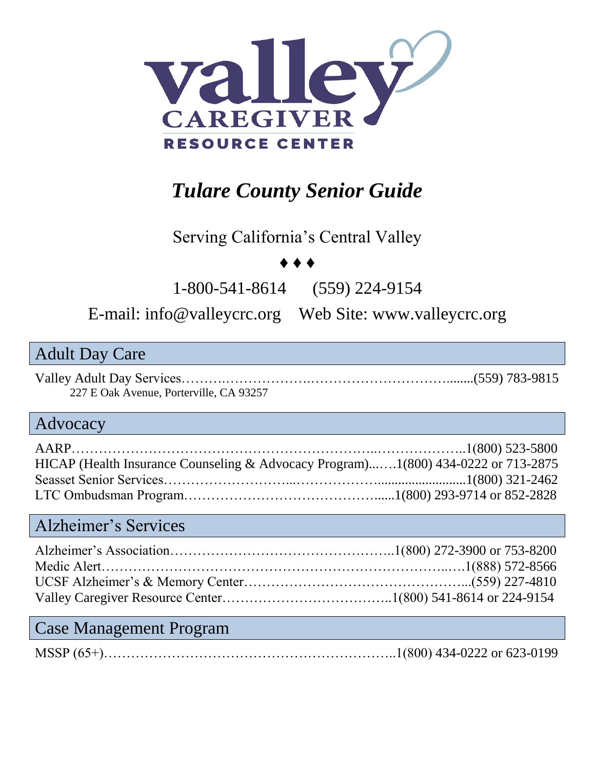valley CAREGIVER RESOURCE CENTER

# *Tulare County Senior Guide*

Serving California's Central Valley

♦ ♦ ♦

1-800-541-8614 (559) 224-9154

E-mail: info@valleycrc.org Web Site: www.valleycrc.org

## Adult Day Care

Valley Adult Day Services……….………………..……………………….......(559) 783-9815
227 E Oak Avenue, Porterville, CA 93257

## Advocacy

AARP……………………………………………………..………………..1(800) 523-5800
HICAP (Health Insurance Counseling & Advocacy Program)...….1(800) 434-0222 or 713-2875
Seasset Senior Services……………………...………………........................1(800) 321-2462
LTC Ombudsman Program……………………………………......1(800) 293-9714 or 852-2828

## Alzheimer's Services

Alzheimer's Association…………………………………………..1(800) 272-3900 or 753-8200
Medic Alert…………………………………………………………………..….1(888) 572-8566
UCSF Alzheimer's & Memory Center…………………………………………...(559) 227-4810
Valley Caregiver Resource Center………………………………..1(800) 541-8614 or 224-9154

## Case Management Program

MSSP (65+)……………………………………………………..1(800) 434-0222 or 623-0199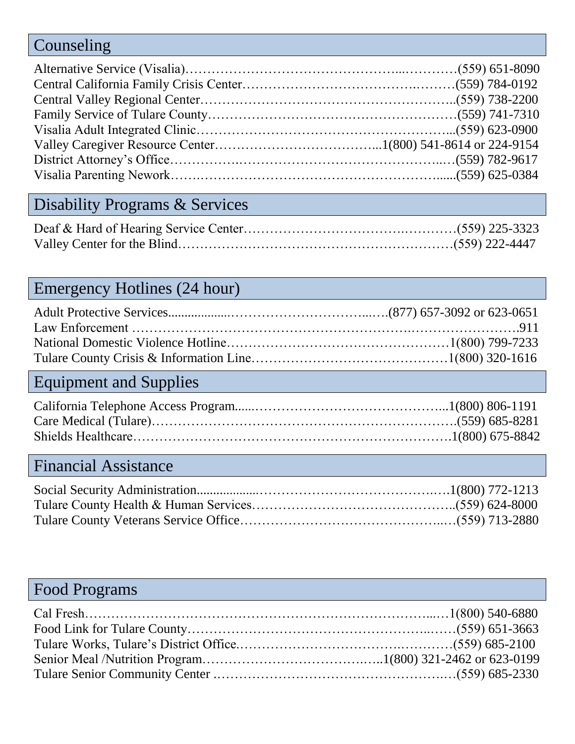## Counseling

Alternative Service (Visalia)………………………………………..…………(559) 651-8090
Central California Family Crisis Center……………………………….………(559) 784-0192
Central Valley Regional Center………………………………………………..(559) 738-2200
Family Service of Tulare County………………………………………………(559) 741-7310
Visalia Adult Integrated Clinic…………………………………………………...(559) 623-0900
Valley Caregiver Resource Center………………………………...1(800) 541-8614 or 224-9154
District Attorney's Office…………….……………………………………..…(559) 782-9617
Visalia Parenting Nework…….…………………………………………….......(559) 625-0384

## Disability Programs & Services

Deaf & Hard of Hearing Service Center……………………………….…………(559) 225-3323
Valley Center for the Blind………………………………………………………(559) 222-4447

## Emergency Hotlines (24 hour)

Adult Protective Services...................…………………………...….(877) 657-3092 or 623-0651
Law Enforcement …………………………………………………….…………………….911
National Domestic Violence Hotline……………………………………………1(800) 799-7233
Tulare County Crisis & Information Line………………………………………1(800) 320-1616

## Equipment and Supplies

California Telephone Access Program......……………………………………...1(800) 806-1191
Care Medical (Tulare)………………………………………………………….(559) 685-8281
Shields Healthcare……………………………………………………………1(800) 675-8842

## Financial Assistance

Social Security Administration..................…………………………………….1(800) 772-1213
Tulare County Health & Human Services……………………………………..(559) 624-8000
Tulare County Veterans Service Office……………………………………..…(559) 713-2880

## Food Programs

Cal Fresh…………………………………………………………………...…1(800) 540-6880
Food Link for Tulare County…………………………………………..……(559) 651-3663
Tulare Works, Tulare's District Office.………………………….…………(559) 685-2100
Senior Meal /Nutrition Program………………………….….1(800) 321-2462 or 623-0199
Tulare Senior Community Center ………………………………………….…(559) 685-2330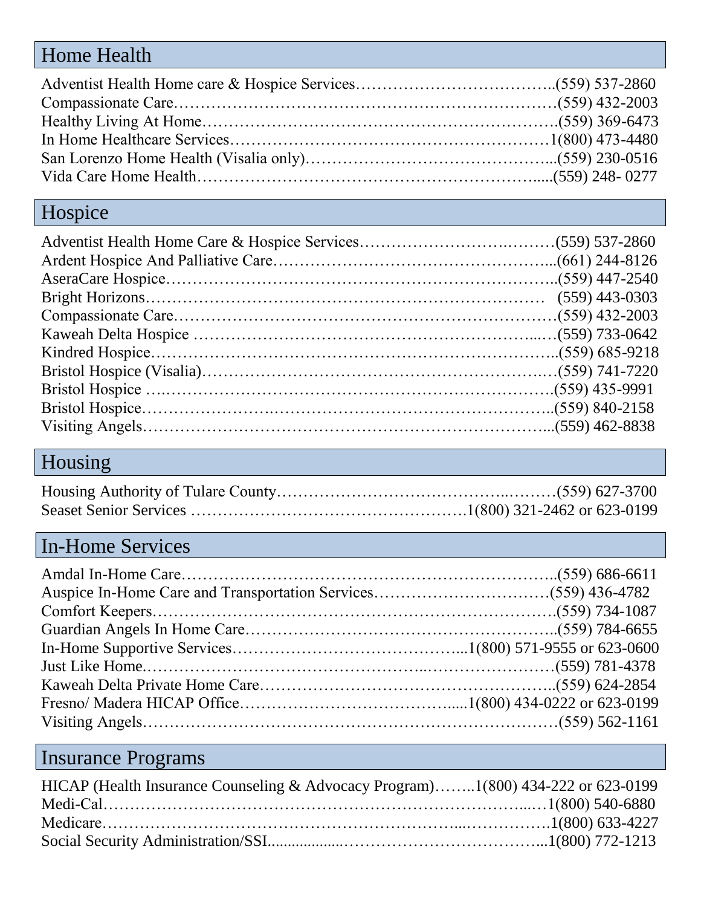## Home Health

Adventist Health Home care & Hospice Services……………………………..(559) 537-2860
Compassionate Care…………………………………………………………(559) 432-2003
Healthy Living At Home…………………………………………………….(559) 369-6473
In Home Healthcare Services………………………………………………1(800) 473-4480
San Lorenzo Home Health (Visalia only)……………………………………..(559) 230-0516
Vida Care Home Health………………………………………………….....(559) 248- 0277

## Hospice

Adventist Health Home Care & Hospice Services……………………….………(559) 537-2860
Ardent Hospice And Palliative Care…………………………………………...(661) 244-8126
AseraCare Hospice…………………………………………………………..(559) 447-2540
Bright Horizons…………………………………………………………… (559) 443-0303
Compassionate Care…………………………………………………………(559) 432-2003
Kaweah Delta Hospice ………………………………………………...……(559) 733-0642
Kindred Hospice……………………………………………………………..(559) 685-9218
Bristol Hospice (Visalia)………………………………………………….……(559) 741-7220
Bristol Hospice ….…………………………………………………………….(559) 435-9991
Bristol Hospice……………….……………………………………………..(559) 840-2158
Visiting Angels………………………………………………………………...(559) 462-8838

## Housing

Housing Authority of Tulare County………………………………...………(559) 627-3700
Seaset Senior Services ……………………………………………1(800) 321-2462 or 623-0199

## In-Home Services

Amdal In-Home Care…………………………………………………………..(559) 686-6611
Auspice In-Home Care and Transportation Services……………………………(559) 436-4782
Comfort Keepers…………………………………………………………….(559) 734-1087
Guardian Angels In Home Care………………………………………………..(559) 784-6655
In-Home Supportive Services…………………………………...1(800) 571-9555 or 623-0600
Just Like Home.……………………………………..……………………(559) 781-4378
Kaweah Delta Private Home Care……………………………………………..(559) 624-2854
Fresno/ Madera HICAP Office…………………………….....1(800) 434-0222 or 623-0199
Visiting Angels……………………………………………………………….(559) 562-1161

## Insurance Programs

HICAP (Health Insurance Counseling & Advocacy Program)……..1(800) 434-222 or 623-0199
Medi-Cal………………………………………………………………...…1(800) 540-6880
Medicare……………………………………………………...…………….1(800) 633-4227
Social Security Administration/SSI..................……………………………...1(800) 772-1213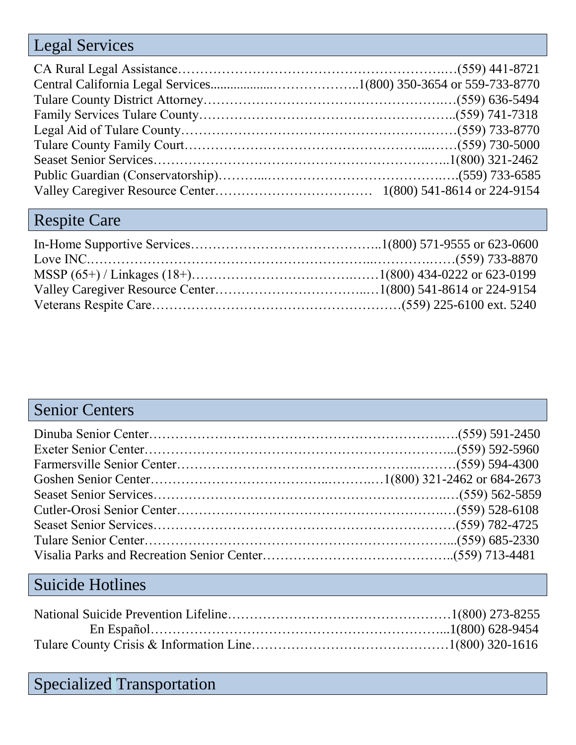## Legal Services

CA Rural Legal Assistance……………………………………………………….….(559) 441-8721
Central California Legal Services...................…………………..1(800) 350-3654 or 559-733-8770
Tulare County District Attorney……………………………………………….….(559) 636-5494
Family Services Tulare County…………………………………………………..(559) 741-7318
Legal Aid of Tulare County…………………………………………………….(559) 733-8770
Tulare County Family Court……………………………………………...……(559) 730-5000
Seaset Senior Services………………………………………………………..1(800) 321-2462
Public Guardian (Conservatorship)………..…………………………………….….(559) 733-6585
Valley Caregiver Resource Center……………………………… 1(800) 541-8614 or 224-9154

## Respite Care

In-Home Supportive Services……………………………………..1(800) 571-9555 or 623-0600
Love INC.…………………………………………………...……….…….(559) 733-8870
MSSP (65+) / Linkages (18+)…………………………….……1(800) 434-0222 or 623-0199
Valley Caregiver Resource Center…………………………...…1(800) 541-8614 or 224-9154
Veterans Respite Care…………………………………………………(559) 225-6100 ext. 5240

## Senior Centers

Dinuba Senior Center…………………………………………………….….(559) 591-2450
Exeter Senior Center…………………………………………………………...(559) 592-5960
Farmersville Senior Center…………………………………………….………(559) 594-4300
Goshen Senior Center………………………………...……….…1(800) 321-2462 or 684-2673
Seaset Senior Services……………………………………………………….…(559) 562-5859
Cutler-Orosi Senior Center……………………………………………….…(559) 528-6108
Seaset Senior Services…………………………………………………………(559) 782-4725
Tulare Senior Center…………………………………………………………...(559) 685-2330
Visalia Parks and Recreation Senior Center……………………………………..(559) 713-4481

## Suicide Hotlines

National Suicide Prevention Lifeline……………………………………………1(800) 273-8255
En Español……………………………………………………………...1(800) 628-9454
Tulare County Crisis & Information Line………………………………………1(800) 320-1616

## Specialized Transportation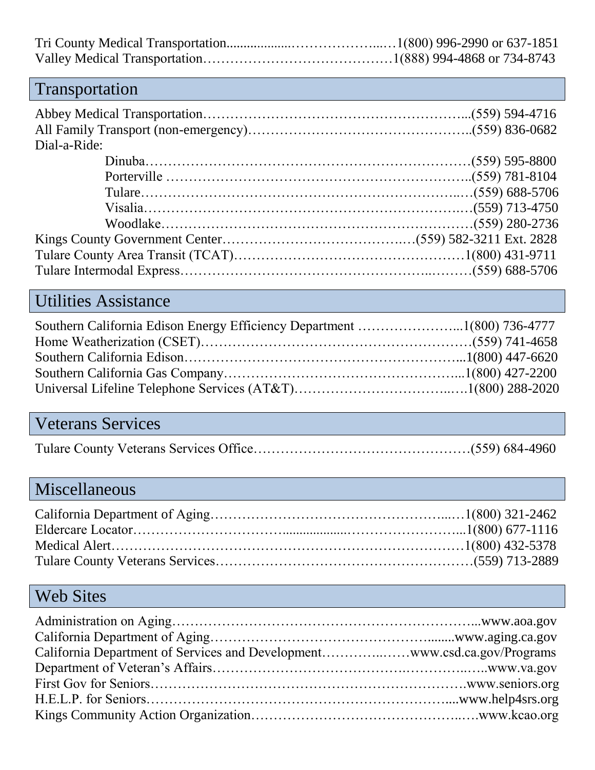Tri County Medical Transportation……………………1(800) 996-2990 or 637-1851
Valley Medical Transportation……………………1(888) 994-4868 or 734-8743

## Transportation

Abbey Medical Transportation……………………(559) 594-4716
All Family Transport (non-emergency)……………………(559) 836-0682
Dial-a-Ride:
- Dinuba……………………(559) 595-8800
- Porterville……………………(559) 781-8104
- Tulare……………………(559) 688-5706
- Visalia……………………(559) 713-4750
- Woodlake……………………(559) 280-2736

Kings County Government Center……………………(559) 582-3211 Ext. 2828
Tulare County Area Transit (TCAT)……………………1(800) 431-9711
Tulare Intermodal Express……………………(559) 688-5706

## Utilities Assistance

Southern California Edison Energy Efficiency Department……………………1(800) 736-4777
Home Weatherization (CSET)……………………(559) 741-4658
Southern California Edison……………………1(800) 447-6620
Southern California Gas Company……………………1(800) 427-2200
Universal Lifeline Telephone Services (AT&T)……………………1(800) 288-2020

## Veterans Services

Tulare County Veterans Services Office……………………(559) 684-4960

## Miscellaneous

California Department of Aging……………………1(800) 321-2462
Eldercare Locator……………………1(800) 677-1116
Medical Alert……………………1(800) 432-5378
Tulare County Veterans Services……………………(559) 713-2889

## Web Sites

Administration on Aging……………………www.aoa.gov
California Department of Aging……………………www.aging.ca.gov
California Department of Services and Development……………………www.csd.ca.gov/Programs
Department of Veteran's Affairs……………………www.va.gov
First Gov for Seniors……………………www.seniors.org
H.E.L.P. for Seniors……………………www.help4srs.org
Kings Community Action Organization……………………www.kcao.org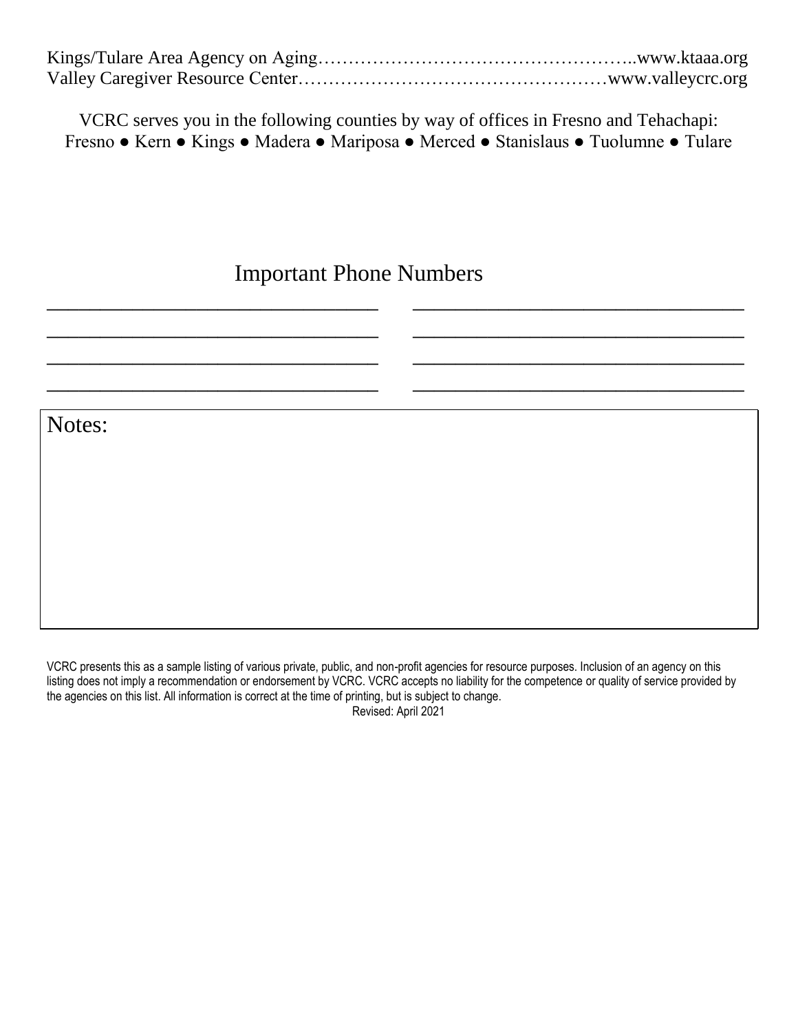Kings/Tulare Area Agency on Aging……………………………………………..www.ktaaa.org
Valley Caregiver Resource Center……………………………………………www.valleycrc.org

VCRC serves you in the following counties by way of offices in Fresno and Tehachapi:
Fresno ● Kern ● Kings ● Madera ● Mariposa ● Merced ● Stanislaus ● Tuolumne ● Tulare

## Important Phone Numbers

_______________________________ _______________________________
_______________________________ _______________________________
_______________________________ _______________________________
_______________________________ _______________________________

Notes:

VCRC presents this as a sample listing of various private, public, and non-profit agencies for resource purposes. Inclusion of an agency on this listing does not imply a recommendation or endorsement by VCRC. VCRC accepts no liability for the competence or quality of service provided by the agencies on this list. All information is correct at the time of printing, but is subject to change.

Revised: April 2021